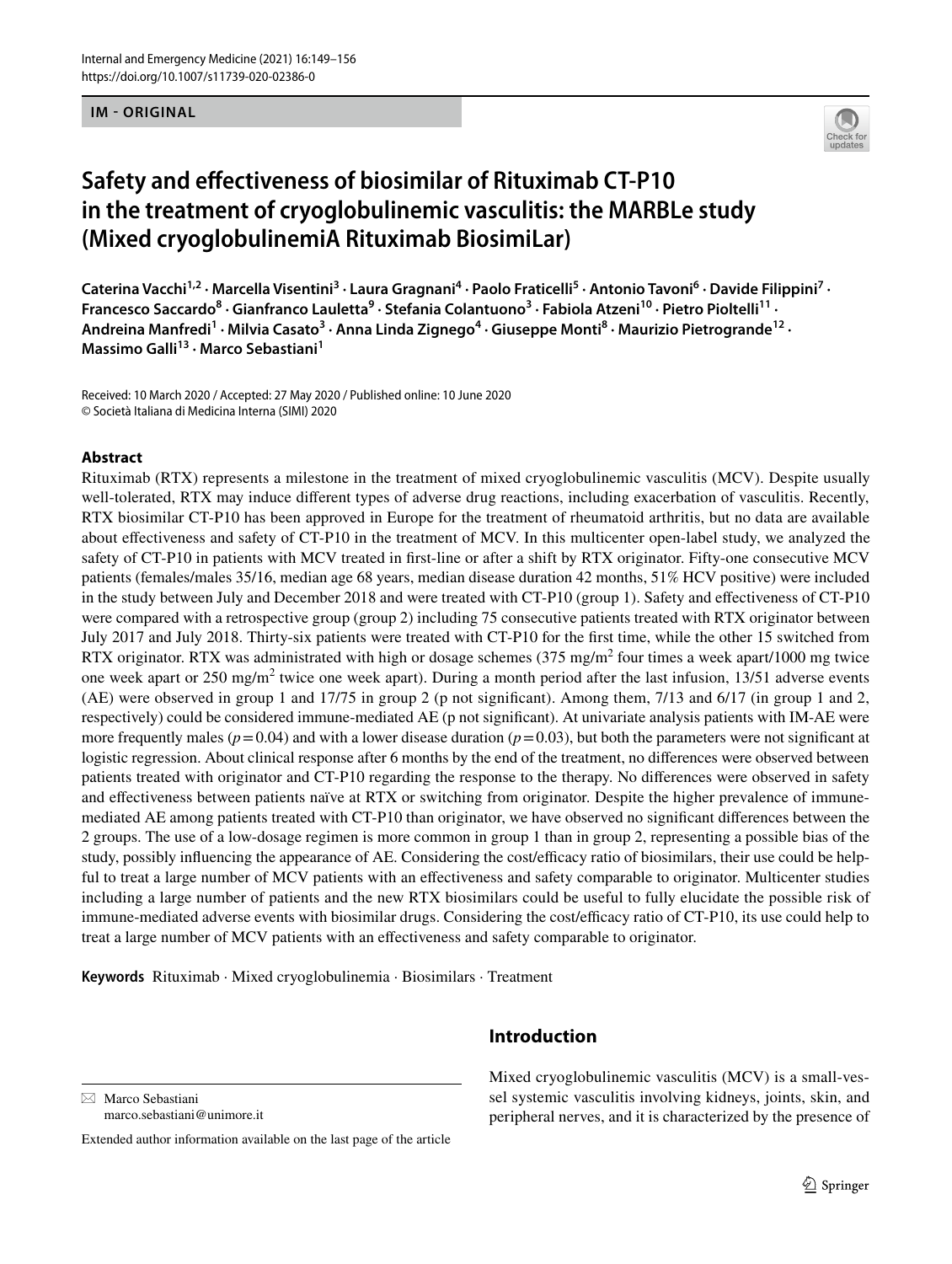**IM - ORIGINAL**

# Safety and effectiveness of biosimilar of Rituximab CT-P10 in the treatment of cryoglobulinemic vasculitis: the MARBLe study (Mixed cryoglobulinemiA Rituximab BiosimiLar)

Caterina Vacchi[1,2] · Marcella Visentini[3] · Laura Gragnani[4] · Paolo Fraticelli[5] · Antonio Tavoni[6] · Davide Filippini[7] · Francesco Saccardo[8] · Gianfranco Lauletta[9] · Stefania Colantuono[3] · Fabiola Atzeni[10] · Pietro Pioltelli[11] · Andreina Manfredi[1] · Milvia Casato[3] · Anna Linda Zignego[4] · Giuseppe Monti[8] · Maurizio Pietrogrande[12] · Massimo Galli[13] · Marco Sebastiani[1]

Received: 10 March 2020 / Accepted: 27 May 2020 / Published online: 10 June 2020
© Società Italiana di Medicina Interna (SIMI) 2020

## Abstract

Rituximab (RTX) represents a milestone in the treatment of mixed cryoglobulinemic vasculitis (MCV). Despite usually well-tolerated, RTX may induce different types of adverse drug reactions, including exacerbation of vasculitis. Recently, RTX biosimilar CT-P10 has been approved in Europe for the treatment of rheumatoid arthritis, but no data are available about effectiveness and safety of CT-P10 in the treatment of MCV. In this multicenter open-label study, we analyzed the safety of CT-P10 in patients with MCV treated in first-line or after a shift by RTX originator. Fifty-one consecutive MCV patients (females/males 35/16, median age 68 years, median disease duration 42 months, 51% HCV positive) were included in the study between July and December 2018 and were treated with CT-P10 (group 1). Safety and effectiveness of CT-P10 were compared with a retrospective group (group 2) including 75 consecutive patients treated with RTX originator between July 2017 and July 2018. Thirty-six patients were treated with CT-P10 for the first time, while the other 15 switched from RTX originator. RTX was administrated with high or dosage schemes (375 mg/m$^2$ four times a week apart/1000 mg twice one week apart or 250 mg/m$^2$ twice one week apart). During a month period after the last infusion, 13/51 adverse events (AE) were observed in group 1 and 17/75 in group 2 (p not significant). Among them, 7/13 and 6/17 (in group 1 and 2, respectively) could be considered immune-mediated AE (p not significant). At univariate analysis patients with IM-AE were more frequently males ($p = 0.04$) and with a lower disease duration ($p = 0.03$), but both the parameters were not significant at logistic regression. About clinical response after 6 months by the end of the treatment, no differences were observed between patients treated with originator and CT-P10 regarding the response to the therapy. No differences were observed in safety and effectiveness between patients naïve at RTX or switching from originator. Despite the higher prevalence of immune-mediated AE among patients treated with CT-P10 than originator, we have observed no significant differences between the 2 groups. The use of a low-dosage regimen is more common in group 1 than in group 2, representing a possible bias of the study, possibly influencing the appearance of AE. Considering the cost/efficacy ratio of biosimilars, their use could be helpful to treat a large number of MCV patients with an effectiveness and safety comparable to originator. Multicenter studies including a large number of patients and the new RTX biosimilars could be useful to fully elucidate the possible risk of immune-mediated adverse events with biosimilar drugs. Considering the cost/efficacy ratio of CT-P10, its use could help to treat a large number of MCV patients with an effectiveness and safety comparable to originator.

**Keywords** Rituximab · Mixed cryoglobulinemia · Biosimilars · Treatment

## Introduction

Mixed cryoglobulinemic vasculitis (MCV) is a small-vessel systemic vasculitis involving kidneys, joints, skin, and peripheral nerves, and it is characterized by the presence of

✉ Marco Sebastiani
marco.sebastiani@unimore.it

Extended author information available on the last page of the article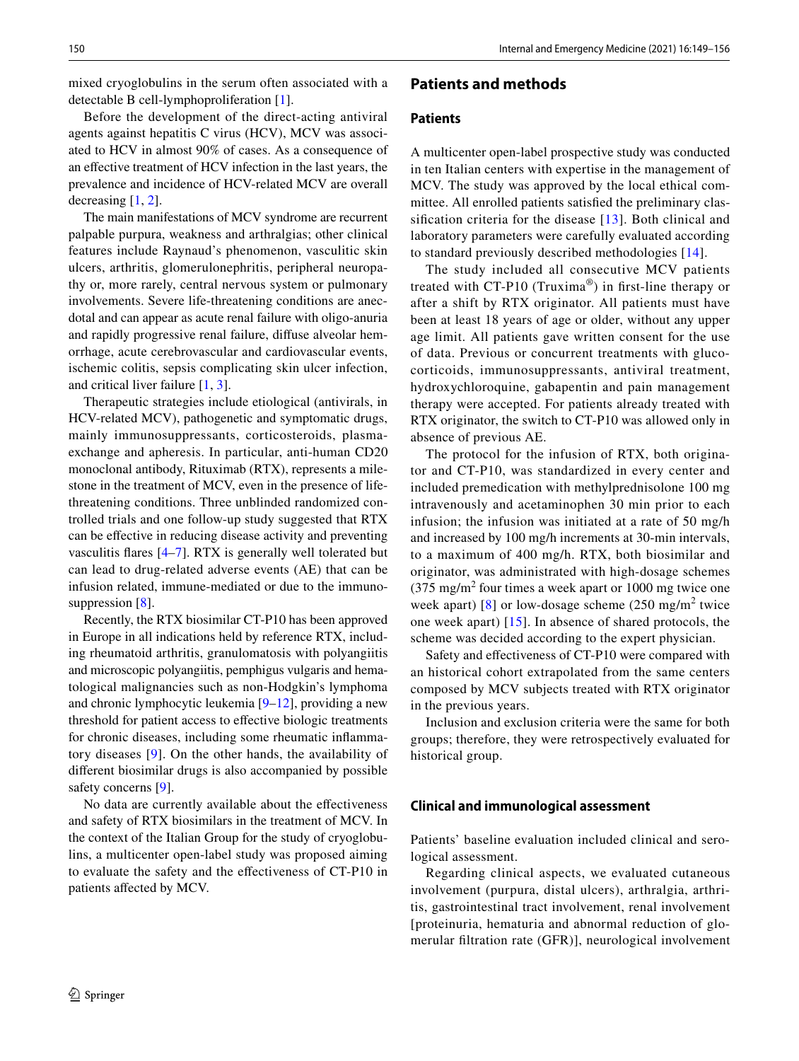mixed cryoglobulins in the serum often associated with a detectable B cell-lymphoproliferation [1].

Before the development of the direct-acting antiviral agents against hepatitis C virus (HCV), MCV was associated to HCV in almost 90% of cases. As a consequence of an effective treatment of HCV infection in the last years, the prevalence and incidence of HCV-related MCV are overall decreasing [1, 2].

The main manifestations of MCV syndrome are recurrent palpable purpura, weakness and arthralgias; other clinical features include Raynaud's phenomenon, vasculitic skin ulcers, arthritis, glomerulonephritis, peripheral neuropathy or, more rarely, central nervous system or pulmonary involvements. Severe life-threatening conditions are anecdotal and can appear as acute renal failure with oligo-anuria and rapidly progressive renal failure, diffuse alveolar hemorrhage, acute cerebrovascular and cardiovascular events, ischemic colitis, sepsis complicating skin ulcer infection, and critical liver failure [1, 3].

Therapeutic strategies include etiological (antivirals, in HCV-related MCV), pathogenetic and symptomatic drugs, mainly immunosuppressants, corticosteroids, plasma-exchange and apheresis. In particular, anti-human CD20 monoclonal antibody, Rituximab (RTX), represents a milestone in the treatment of MCV, even in the presence of life-threatening conditions. Three unblinded randomized controlled trials and one follow-up study suggested that RTX can be effective in reducing disease activity and preventing vasculitis flares [4–7]. RTX is generally well tolerated but can lead to drug-related adverse events (AE) that can be infusion related, immune-mediated or due to the immunosuppression [8].

Recently, the RTX biosimilar CT-P10 has been approved in Europe in all indications held by reference RTX, including rheumatoid arthritis, granulomatosis with polyangiitis and microscopic polyangiitis, pemphigus vulgaris and hematological malignancies such as non-Hodgkin's lymphoma and chronic lymphocytic leukemia [9–12], providing a new threshold for patient access to effective biologic treatments for chronic diseases, including some rheumatic inflammatory diseases [9]. On the other hands, the availability of different biosimilar drugs is also accompanied by possible safety concerns [9].

No data are currently available about the effectiveness and safety of RTX biosimilars in the treatment of MCV. In the context of the Italian Group for the study of cryoglobulins, a multicenter open-label study was proposed aiming to evaluate the safety and the effectiveness of CT-P10 in patients affected by MCV.

## Patients and methods

### Patients

A multicenter open-label prospective study was conducted in ten Italian centers with expertise in the management of MCV. The study was approved by the local ethical committee. All enrolled patients satisfied the preliminary classification criteria for the disease [13]. Both clinical and laboratory parameters were carefully evaluated according to standard previously described methodologies [14].

The study included all consecutive MCV patients treated with CT-P10 (Truxima®) in first-line therapy or after a shift by RTX originator. All patients must have been at least 18 years of age or older, without any upper age limit. All patients gave written consent for the use of data. Previous or concurrent treatments with glucocorticoids, immunosuppressants, antiviral treatment, hydroxychloroquine, gabapentin and pain management therapy were accepted. For patients already treated with RTX originator, the switch to CT-P10 was allowed only in absence of previous AE.

The protocol for the infusion of RTX, both originator and CT-P10, was standardized in every center and included premedication with methylprednisolone 100 mg intravenously and acetaminophen 30 min prior to each infusion; the infusion was initiated at a rate of 50 mg/h and increased by 100 mg/h increments at 30-min intervals, to a maximum of 400 mg/h. RTX, both biosimilar and originator, was administrated with high-dosage schemes (375 mg/m$^2$ four times a week apart or 1000 mg twice one week apart) [8] or low-dosage scheme (250 mg/m$^2$ twice one week apart) [15]. In absence of shared protocols, the scheme was decided according to the expert physician.

Safety and effectiveness of CT-P10 were compared with an historical cohort extrapolated from the same centers composed by MCV subjects treated with RTX originator in the previous years.

Inclusion and exclusion criteria were the same for both groups; therefore, they were retrospectively evaluated for historical group.

### Clinical and immunological assessment

Patients' baseline evaluation included clinical and serological assessment.

Regarding clinical aspects, we evaluated cutaneous involvement (purpura, distal ulcers), arthralgia, arthritis, gastrointestinal tract involvement, renal involvement [proteinuria, hematuria and abnormal reduction of glomerular filtration rate (GFR)], neurological involvement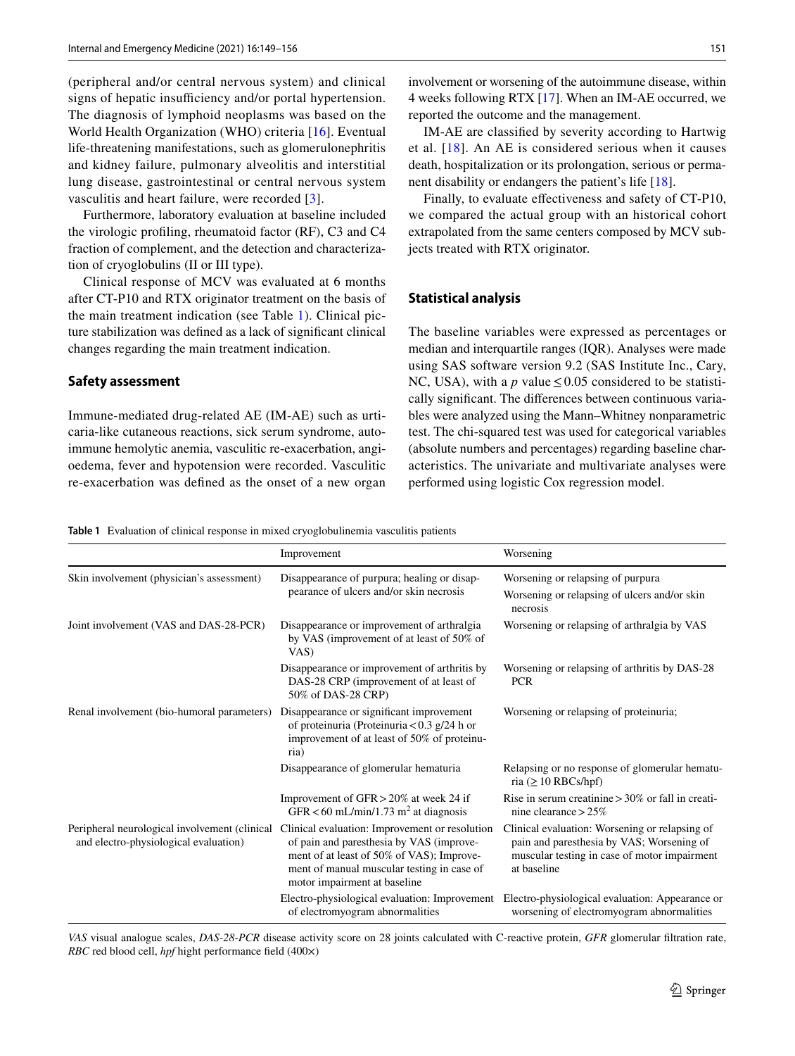(peripheral and/or central nervous system) and clinical signs of hepatic insufficiency and/or portal hypertension. The diagnosis of lymphoid neoplasms was based on the World Health Organization (WHO) criteria [16]. Eventual life-threatening manifestations, such as glomerulonephritis and kidney failure, pulmonary alveolitis and interstitial lung disease, gastrointestinal or central nervous system vasculitis and heart failure, were recorded [3].

Furthermore, laboratory evaluation at baseline included the virologic profiling, rheumatoid factor (RF), C3 and C4 fraction of complement, and the detection and characterization of cryoglobulins (II or III type).

Clinical response of MCV was evaluated at 6 months after CT-P10 and RTX originator treatment on the basis of the main treatment indication (see Table 1). Clinical picture stabilization was defined as a lack of significant clinical changes regarding the main treatment indication.

### Safety assessment

Immune-mediated drug-related AE (IM-AE) such as urticaria-like cutaneous reactions, sick serum syndrome, autoimmune hemolytic anemia, vasculitic re-exacerbation, angioedema, fever and hypotension were recorded. Vasculitic re-exacerbation was defined as the onset of a new organ involvement or worsening of the autoimmune disease, within 4 weeks following RTX [17]. When an IM-AE occurred, we reported the outcome and the management.

IM-AE are classified by severity according to Hartwig et al. [18]. An AE is considered serious when it causes death, hospitalization or its prolongation, serious or permanent disability or endangers the patient's life [18].

Finally, to evaluate effectiveness and safety of CT-P10, we compared the actual group with an historical cohort extrapolated from the same centers composed by MCV subjects treated with RTX originator.

### Statistical analysis

The baseline variables were expressed as percentages or median and interquartile ranges (IQR). Analyses were made using SAS software version 9.2 (SAS Institute Inc., Cary, NC, USA), with a *p* value $\leq 0.05$ considered to be statistically significant. The differences between continuous variables were analyzed using the Mann–Whitney nonparametric test. The chi-squared test was used for categorical variables (absolute numbers and percentages) regarding baseline characteristics. The univariate and multivariate analyses were performed using logistic Cox regression model.

**Table 1** Evaluation of clinical response in mixed cryoglobulinemia vasculitis patients

| | Improvement | Worsening |
|---|---|---|
| Skin involvement (physician's assessment) | Disappearance of purpura; healing or disappearance of ulcers and/or skin necrosis | Worsening or relapsing of purpura<br>Worsening or relapsing of ulcers and/or skin necrosis |
| Joint involvement (VAS and DAS-28-PCR) | Disappearance or improvement of arthralgia by VAS (improvement of at least of 50% of VAS) | Worsening or relapsing of arthralgia by VAS |
| | Disappearance or improvement of arthritis by DAS-28 CRP (improvement of at least of 50% of DAS-28 CRP) | Worsening or relapsing of arthritis by DAS-28 PCR |
| Renal involvement (bio-humoral parameters) | Disappearance or significant improvement of proteinuria (Proteinuria < 0.3 g/24 h or improvement of at least of 50% of proteinuria) | Worsening or relapsing of proteinuria; |
| | Disappearance of glomerular hematuria | Relapsing or no response of glomerular hematuria ($\geq$ 10 RBCs/hpf) |
| | Improvement of GFR > 20% at week 24 if GFR < 60 mL/min/1.73 m$^2$ at diagnosis | Rise in serum creatinine > 30% or fall in creatinine clearance > 25% |
| Peripheral neurological involvement (clinical and electro-physiological evaluation) | Clinical evaluation: Improvement or resolution of pain and paresthesia by VAS (improvement of at least of 50% of VAS); Improvement of manual muscular testing in case of motor impairment at baseline | Clinical evaluation: Worsening or relapsing of pain and paresthesia by VAS; Worsening of muscular testing in case of motor impairment at baseline |
| | Electro-physiological evaluation: Improvement of electromyogram abnormalities | Electro-physiological evaluation: Appearance or worsening of electromyogram abnormalities |

*VAS* visual analogue scales, *DAS-28-PCR* disease activity score on 28 joints calculated with C-reactive protein, *GFR* glomerular filtration rate, *RBC* red blood cell, *hpf* hight performance field (400×)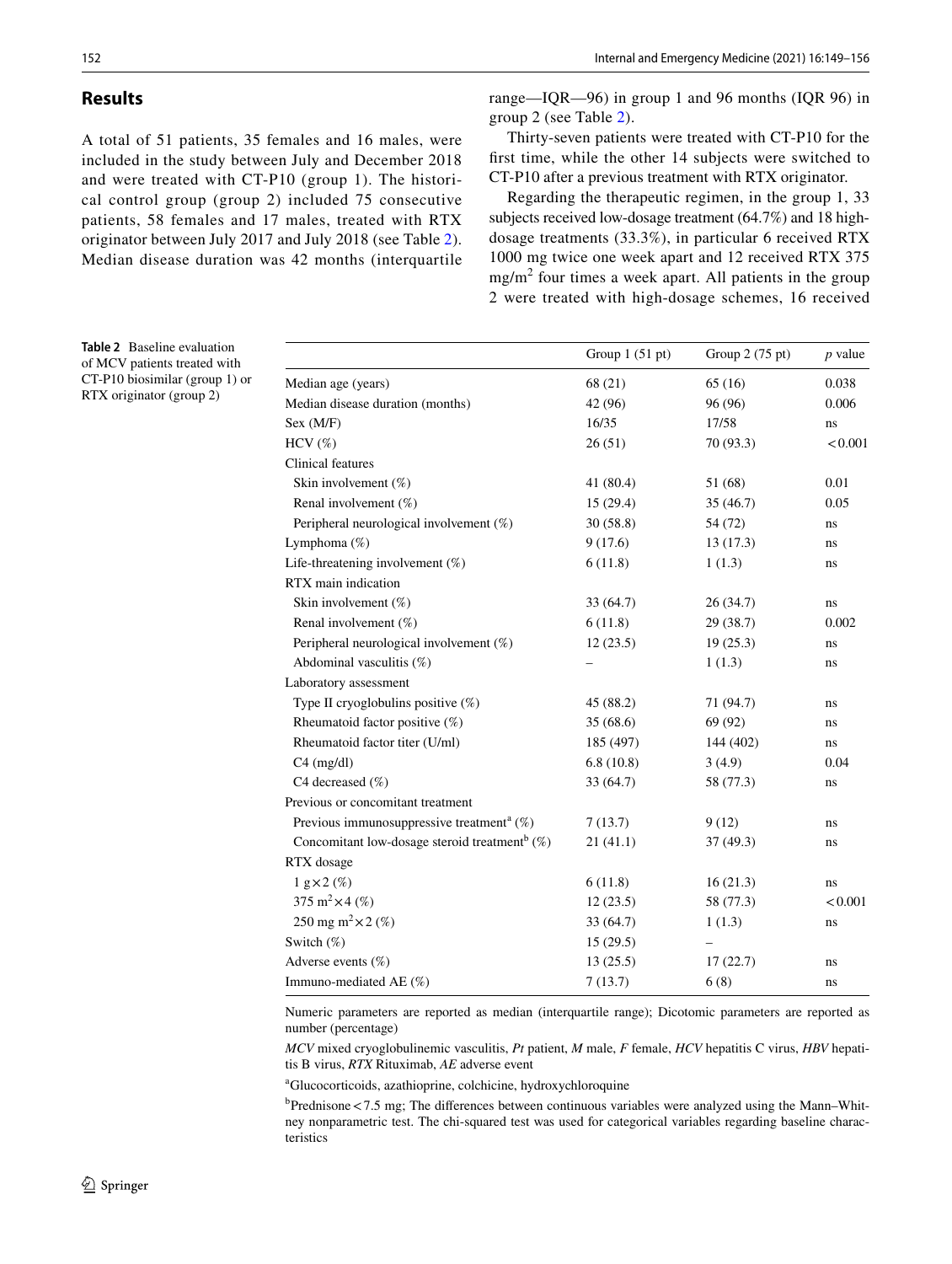## Results

A total of 51 patients, 35 females and 16 males, were included in the study between July and December 2018 and were treated with CT-P10 (group 1). The historical control group (group 2) included 75 consecutive patients, 58 females and 17 males, treated with RTX originator between July 2017 and July 2018 (see Table 2). Median disease duration was 42 months (interquartile range—IQR—96) in group 1 and 96 months (IQR 96) in group 2 (see Table 2).

Thirty-seven patients were treated with CT-P10 for the first time, while the other 14 subjects were switched to CT-P10 after a previous treatment with RTX originator.

Regarding the therapeutic regimen, in the group 1, 33 subjects received low-dosage treatment (64.7%) and 18 high-dosage treatments (33.3%), in particular 6 received RTX 1000 mg twice one week apart and 12 received RTX 375 mg/m$^2$ four times a week apart. All patients in the group 2 were treated with high-dosage schemes, 16 received

**Table 2** Baseline evaluation of MCV patients treated with CT-P10 biosimilar (group 1) or RTX originator (group 2)

| | Group 1 (51 pt) | Group 2 (75 pt) | *p* value |
|---|---|---|---|
| Median age (years) | 68 (21) | 65 (16) | 0.038 |
| Median disease duration (months) | 42 (96) | 96 (96) | 0.006 |
| Sex (M/F) | 16/35 | 17/58 | ns |
| HCV (%) | 26 (51) | 70 (93.3) | < 0.001 |
| Clinical features | | | |
| Skin involvement (%) | 41 (80.4) | 51 (68) | 0.01 |
| Renal involvement (%) | 15 (29.4) | 35 (46.7) | 0.05 |
| Peripheral neurological involvement (%) | 30 (58.8) | 54 (72) | ns |
| Lymphoma (%) | 9 (17.6) | 13 (17.3) | ns |
| Life-threatening involvement (%) | 6 (11.8) | 1 (1.3) | ns |
| RTX main indication | | | |
| Skin involvement (%) | 33 (64.7) | 26 (34.7) | ns |
| Renal involvement (%) | 6 (11.8) | 29 (38.7) | 0.002 |
| Peripheral neurological involvement (%) | 12 (23.5) | 19 (25.3) | ns |
| Abdominal vasculitis (%) | – | 1 (1.3) | ns |
| Laboratory assessment | | | |
| Type II cryoglobulins positive (%) | 45 (88.2) | 71 (94.7) | ns |
| Rheumatoid factor positive (%) | 35 (68.6) | 69 (92) | ns |
| Rheumatoid factor titer (U/ml) | 185 (497) | 144 (402) | ns |
| C4 (mg/dl) | 6.8 (10.8) | 3 (4.9) | 0.04 |
| C4 decreased (%) | 33 (64.7) | 58 (77.3) | ns |
| Previous or concomitant treatment | | | |
| Previous immunosuppressive treatment[a] (%) | 7 (13.7) | 9 (12) | ns |
| Concomitant low-dosage steroid treatment[b] (%) | 21 (41.1) | 37 (49.3) | ns |
| RTX dosage | | | |
| 1 g×2 (%) | 6 (11.8) | 16 (21.3) | ns |
| 375 m$^2$×4 (%) | 12 (23.5) | 58 (77.3) | < 0.001 |
| 250 mg m$^2$×2 (%) | 33 (64.7) | 1 (1.3) | ns |
| Switch (%) | 15 (29.5) | – | |
| Adverse events (%) | 13 (25.5) | 17 (22.7) | ns |
| Immuno-mediated AE (%) | 7 (13.7) | 6 (8) | ns |

Numeric parameters are reported as median (interquartile range); Dicotomic parameters are reported as number (percentage)

*MCV* mixed cryoglobulinemic vasculitis, *Pt* patient, *M* male, *F* female, *HCV* hepatitis C virus, *HBV* hepatitis B virus, *RTX* Rituximab, *AE* adverse event

[a]Glucocorticoids, azathioprine, colchicine, hydroxychloroquine

[b]Prednisone < 7.5 mg; The differences between continuous variables were analyzed using the Mann–Whitney nonparametric test. The chi-squared test was used for categorical variables regarding baseline characteristics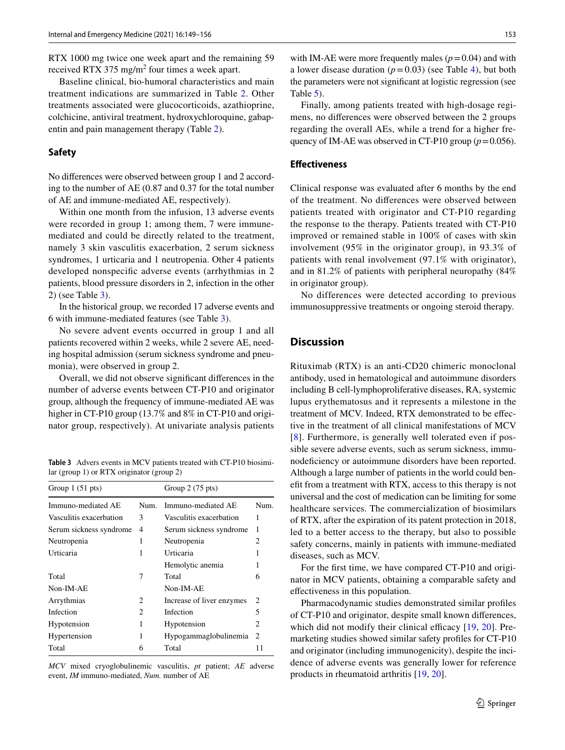RTX 1000 mg twice one week apart and the remaining 59 received RTX 375 mg/m$^2$ four times a week apart.

Baseline clinical, bio-humoral characteristics and main treatment indications are summarized in Table 2. Other treatments associated were glucocorticoids, azathioprine, colchicine, antiviral treatment, hydroxychloroquine, gabapentin and pain management therapy (Table 2).

### Safety

No differences were observed between group 1 and 2 according to the number of AE (0.87 and 0.37 for the total number of AE and immune-mediated AE, respectively).

Within one month from the infusion, 13 adverse events were recorded in group 1; among them, 7 were immune-mediated and could be directly related to the treatment, namely 3 skin vasculitis exacerbation, 2 serum sickness syndromes, 1 urticaria and 1 neutropenia. Other 4 patients developed nonspecific adverse events (arrhythmias in 2 patients, blood pressure disorders in 2, infection in the other 2) (see Table 3).

In the historical group, we recorded 17 adverse events and 6 with immune-mediated features (see Table 3).

No severe advent events occurred in group 1 and all patients recovered within 2 weeks, while 2 severe AE, needing hospital admission (serum sickness syndrome and pneumonia), were observed in group 2.

Overall, we did not observe significant differences in the number of adverse events between CT-P10 and originator group, although the frequency of immune-mediated AE was higher in CT-P10 group (13.7% and 8% in CT-P10 and originator group, respectively). At univariate analysis patients with IM-AE were more frequently males ($p = 0.04$) and with a lower disease duration ($p = 0.03$) (see Table 4), but both the parameters were not significant at logistic regression (see Table 5).

Finally, among patients treated with high-dosage regimens, no differences were observed between the 2 groups regarding the overall AEs, while a trend for a higher frequency of IM-AE was observed in CT-P10 group ($p = 0.056$).

**Table 3** Advers events in MCV patients treated with CT-P10 biosimilar (group 1) or RTX originator (group 2)

| Group 1 (51 pts) | | Group 2 (75 pts) | |
|---|---|---|---|
| Immuno-mediated AE | Num. | Immuno-mediated AE | Num. |
| Vasculitis exacerbation | 3 | Vasculitis exacerbation | 1 |
| Serum sickness syndrome | 4 | Serum sickness syndrome | 1 |
| Neutropenia | 1 | Neutropenia | 2 |
| Urticaria | 1 | Urticaria | 1 |
| | | Hemolytic anemia | 1 |
| Total | 7 | Total | 6 |
| Non-IM-AE | | Non-IM-AE | |
| Arrythmias | 2 | Increase of liver enzymes | 2 |
| Infection | 2 | Infection | 5 |
| Hypotension | 1 | Hypotension | 2 |
| Hypertension | 1 | Hypogammaglobulinemia | 2 |
| Total | 6 | Total | 11 |

*MCV* mixed cryoglobulinemic vasculitis, *pt* patient; *AE* adverse event, *IM* immuno-mediated, *Num.* number of AE

### Effectiveness

Clinical response was evaluated after 6 months by the end of the treatment. No differences were observed between patients treated with originator and CT-P10 regarding the response to the therapy. Patients treated with CT-P10 improved or remained stable in 100% of cases with skin involvement (95% in the originator group), in 93.3% of patients with renal involvement (97.1% with originator), and in 81.2% of patients with peripheral neuropathy (84% in originator group).

No differences were detected according to previous immunosuppressive treatments or ongoing steroid therapy.

## Discussion

Rituximab (RTX) is an anti-CD20 chimeric monoclonal antibody, used in hematological and autoimmune disorders including B cell-lymphoproliferative diseases, RA, systemic lupus erythematosus and it represents a milestone in the treatment of MCV. Indeed, RTX demonstrated to be effective in the treatment of all clinical manifestations of MCV [8]. Furthermore, is generally well tolerated even if possible severe adverse events, such as serum sickness, immunodeficiency or autoimmune disorders have been reported. Although a large number of patients in the world could benefit from a treatment with RTX, access to this therapy is not universal and the cost of medication can be limiting for some healthcare services. The commercialization of biosimilars of RTX, after the expiration of its patent protection in 2018, led to a better access to the therapy, but also to possible safety concerns, mainly in patients with immune-mediated diseases, such as MCV.

For the first time, we have compared CT-P10 and originator in MCV patients, obtaining a comparable safety and effectiveness in this population.

Pharmacodynamic studies demonstrated similar profiles of CT-P10 and originator, despite small known differences, which did not modify their clinical efficacy [19, 20]. Premarketing studies showed similar safety profiles for CT-P10 and originator (including immunogenicity), despite the incidence of adverse events was generally lower for reference products in rheumatoid arthritis [19, 20].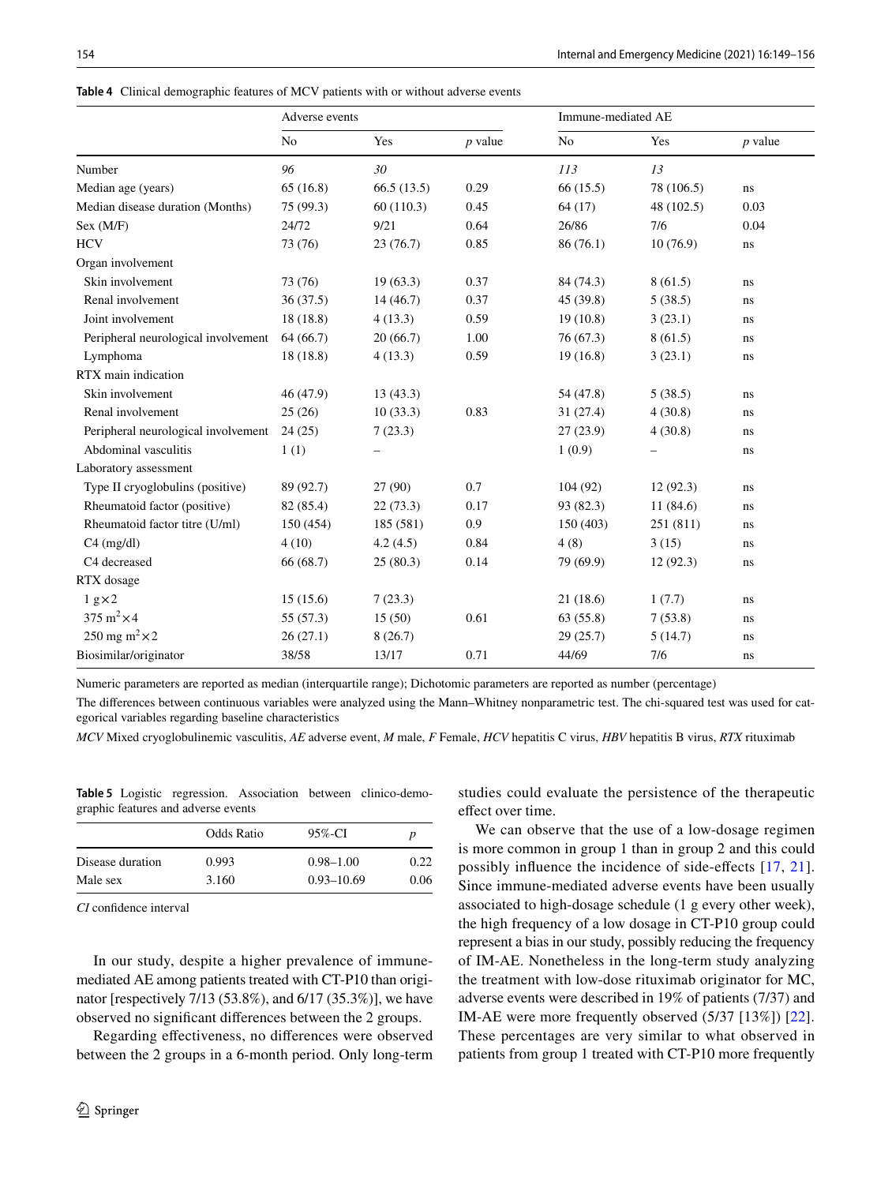**Table 4** Clinical demographic features of MCV patients with or without adverse events

| | Adverse events | | | Immune-mediated AE | | |
|---|---|---|---|---|---|---|
| | No | Yes | *p* value | No | Yes | *p* value |
| Number | *96* | *30* | | *113* | *13* | |
| Median age (years) | 65 (16.8) | 66.5 (13.5) | 0.29 | 66 (15.5) | 78 (106.5) | ns |
| Median disease duration (Months) | 75 (99.3) | 60 (110.3) | 0.45 | 64 (17) | 48 (102.5) | 0.03 |
| Sex (M/F) | 24/72 | 9/21 | 0.64 | 26/86 | 7/6 | 0.04 |
| HCV | 73 (76) | 23 (76.7) | 0.85 | 86 (76.1) | 10 (76.9) | ns |
| Organ involvement | | | | | | |
| Skin involvement | 73 (76) | 19 (63.3) | 0.37 | 84 (74.3) | 8 (61.5) | ns |
| Renal involvement | 36 (37.5) | 14 (46.7) | 0.37 | 45 (39.8) | 5 (38.5) | ns |
| Joint involvement | 18 (18.8) | 4 (13.3) | 0.59 | 19 (10.8) | 3 (23.1) | ns |
| Peripheral neurological involvement | 64 (66.7) | 20 (66.7) | 1.00 | 76 (67.3) | 8 (61.5) | ns |
| Lymphoma | 18 (18.8) | 4 (13.3) | 0.59 | 19 (16.8) | 3 (23.1) | ns |
| RTX main indication | | | | | | |
| Skin involvement | 46 (47.9) | 13 (43.3) | | 54 (47.8) | 5 (38.5) | ns |
| Renal involvement | 25 (26) | 10 (33.3) | 0.83 | 31 (27.4) | 4 (30.8) | ns |
| Peripheral neurological involvement | 24 (25) | 7 (23.3) | | 27 (23.9) | 4 (30.8) | ns |
| Abdominal vasculitis | 1 (1) | – | | 1 (0.9) | – | ns |
| Laboratory assessment | | | | | | |
| Type II cryoglobulins (positive) | 89 (92.7) | 27 (90) | 0.7 | 104 (92) | 12 (92.3) | ns |
| Rheumatoid factor (positive) | 82 (85.4) | 22 (73.3) | 0.17 | 93 (82.3) | 11 (84.6) | ns |
| Rheumatoid factor titre (U/ml) | 150 (454) | 185 (581) | 0.9 | 150 (403) | 251 (811) | ns |
| C4 (mg/dl) | 4 (10) | 4.2 (4.5) | 0.84 | 4 (8) | 3 (15) | ns |
| C4 decreased | 66 (68.7) | 25 (80.3) | 0.14 | 79 (69.9) | 12 (92.3) | ns |
| RTX dosage | | | | | | |
| 1 g×2 | 15 (15.6) | 7 (23.3) | | 21 (18.6) | 1 (7.7) | ns |
| 375 $m^2$×4 | 55 (57.3) | 15 (50) | 0.61 | 63 (55.8) | 7 (53.8) | ns |
| 250 mg $m^2$×2 | 26 (27.1) | 8 (26.7) | | 29 (25.7) | 5 (14.7) | ns |
| Biosimilar/originator | 38/58 | 13/17 | 0.71 | 44/69 | 7/6 | ns |

Numeric parameters are reported as median (interquartile range); Dichotomic parameters are reported as number (percentage)

The differences between continuous variables were analyzed using the Mann–Whitney nonparametric test. The chi-squared test was used for categorical variables regarding baseline characteristics

*MCV* Mixed cryoglobulinemic vasculitis, *AE* adverse event, *M* male, *F* Female, *HCV* hepatitis C virus, *HBV* hepatitis B virus, *RTX* rituximab

**Table 5** Logistic regression. Association between clinico-demographic features and adverse events

| | Odds Ratio | 95%-CI | *p* |
|---|---|---|---|
| Disease duration | 0.993 | 0.98–1.00 | 0.22 |
| Male sex | 3.160 | 0.93–10.69 | 0.06 |

*CI* confidence interval

In our study, despite a higher prevalence of immune-mediated AE among patients treated with CT-P10 than originator [respectively 7/13 (53.8%), and 6/17 (35.3%)], we have observed no significant differences between the 2 groups.

Regarding effectiveness, no differences were observed between the 2 groups in a 6-month period. Only long-term studies could evaluate the persistence of the therapeutic effect over time.

We can observe that the use of a low-dosage regimen is more common in group 1 than in group 2 and this could possibly influence the incidence of side-effects [17, 21]. Since immune-mediated adverse events have been usually associated to high-dosage schedule (1 g every other week), the high frequency of a low dosage in CT-P10 group could represent a bias in our study, possibly reducing the frequency of IM-AE. Nonetheless in the long-term study analyzing the treatment with low-dose rituximab originator for MC, adverse events were described in 19% of patients (7/37) and IM-AE were more frequently observed (5/37 [13%]) [22]. These percentages are very similar to what observed in patients from group 1 treated with CT-P10 more frequently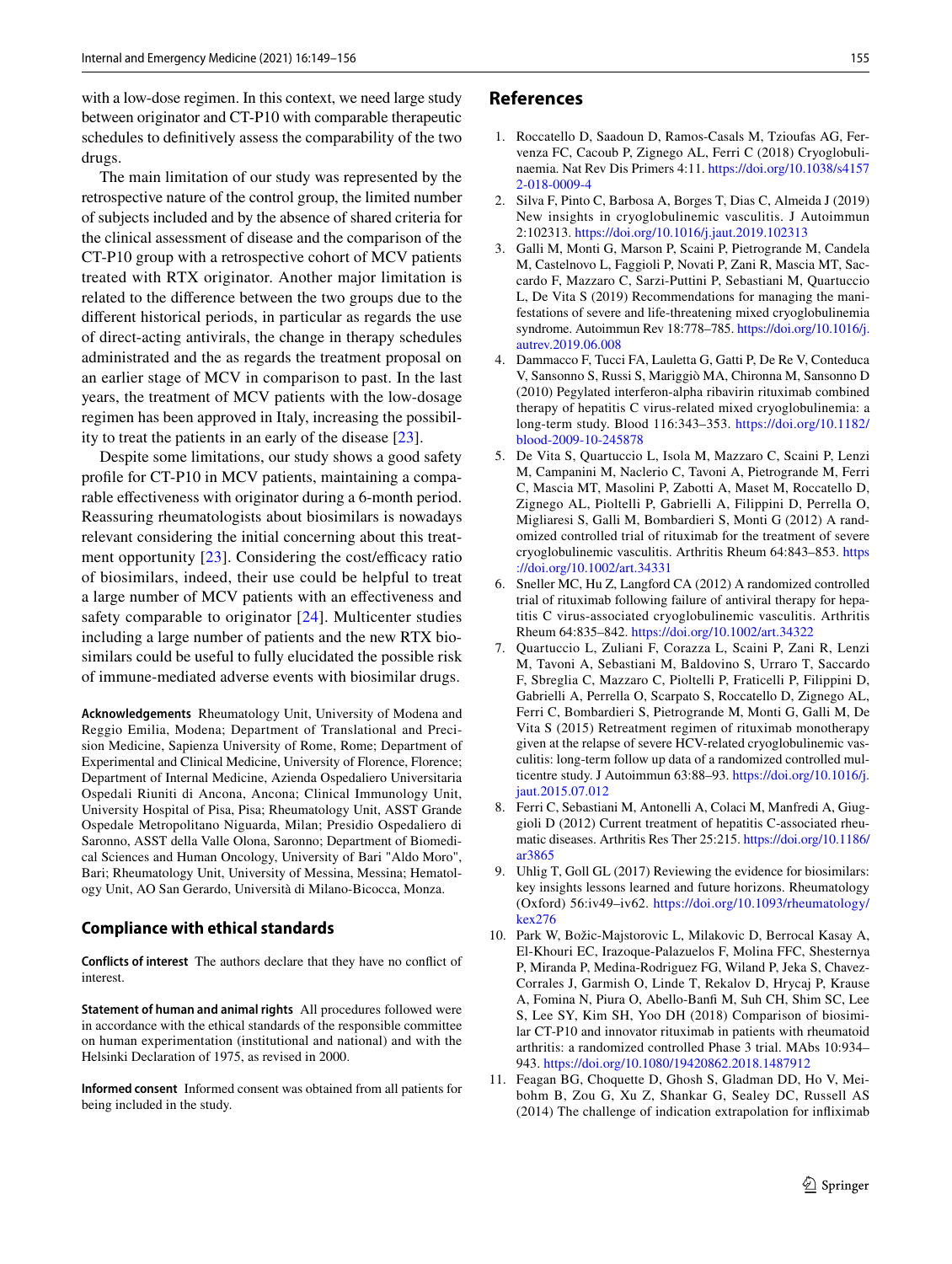with a low-dose regimen. In this context, we need large study between originator and CT-P10 with comparable therapeutic schedules to definitively assess the comparability of the two drugs.

The main limitation of our study was represented by the retrospective nature of the control group, the limited number of subjects included and by the absence of shared criteria for the clinical assessment of disease and the comparison of the CT-P10 group with a retrospective cohort of MCV patients treated with RTX originator. Another major limitation is related to the difference between the two groups due to the different historical periods, in particular as regards the use of direct-acting antivirals, the change in therapy schedules administrated and the as regards the treatment proposal on an earlier stage of MCV in comparison to past. In the last years, the treatment of MCV patients with the low-dosage regimen has been approved in Italy, increasing the possibility to treat the patients in an early of the disease [23].

Despite some limitations, our study shows a good safety profile for CT-P10 in MCV patients, maintaining a comparable effectiveness with originator during a 6-month period. Reassuring rheumatologists about biosimilars is nowadays relevant considering the initial concerning about this treatment opportunity [23]. Considering the cost/efficacy ratio of biosimilars, indeed, their use could be helpful to treat a large number of MCV patients with an effectiveness and safety comparable to originator [24]. Multicenter studies including a large number of patients and the new RTX biosimilars could be useful to fully elucidated the possible risk of immune-mediated adverse events with biosimilar drugs.

**Acknowledgements** Rheumatology Unit, University of Modena and Reggio Emilia, Modena; Department of Translational and Precision Medicine, Sapienza University of Rome, Rome; Department of Experimental and Clinical Medicine, University of Florence, Florence; Department of Internal Medicine, Azienda Ospedaliero Universitaria Ospedali Riuniti di Ancona, Ancona; Clinical Immunology Unit, University Hospital of Pisa, Pisa; Rheumatology Unit, ASST Grande Ospedale Metropolitano Niguarda, Milan; Presidio Ospedaliero di Saronno, ASST della Valle Olona, Saronno; Department of Biomedical Sciences and Human Oncology, University of Bari "Aldo Moro", Bari; Rheumatology Unit, University of Messina, Messina; Hematology Unit, AO San Gerardo, Università di Milano-Bicocca, Monza.

## Compliance with ethical standards

**Conflicts of interest** The authors declare that they have no conflict of interest.

**Statement of human and animal rights** All procedures followed were in accordance with the ethical standards of the responsible committee on human experimentation (institutional and national) and with the Helsinki Declaration of 1975, as revised in 2000.

**Informed consent** Informed consent was obtained from all patients for being included in the study.

## References

1. Roccatello D, Saadoun D, Ramos-Casals M, Tzioufas AG, Fervenza FC, Cacoub P, Zignego AL, Ferri C (2018) Cryoglobulinaemia. Nat Rev Dis Primers 4:11. https://doi.org/10.1038/s41572-018-0009-4
2. Silva F, Pinto C, Barbosa A, Borges T, Dias C, Almeida J (2019) New insights in cryoglobulinemic vasculitis. J Autoimmun 2:102313. https://doi.org/10.1016/j.jaut.2019.102313
3. Galli M, Monti G, Marson P, Scaini P, Pietrogrande M, Candela M, Castelnovo L, Faggioli P, Novati P, Zani R, Mascia MT, Saccardo F, Mazzaro C, Sarzi-Puttini P, Sebastiani M, Quartuccio L, De Vita S (2019) Recommendations for managing the manifestations of severe and life-threatening mixed cryoglobulinemia syndrome. Autoimmun Rev 18:778–785. https://doi.org/10.1016/j.autrev.2019.06.008
4. Dammacco F, Tucci FA, Lauletta G, Gatti P, De Re V, Conteduca V, Sansonno S, Russi S, Mariggiò MA, Chironna M, Sansonno D (2010) Pegylated interferon-alpha ribavirin rituximab combined therapy of hepatitis C virus-related mixed cryoglobulinemia: a long-term study. Blood 116:343–353. https://doi.org/10.1182/blood-2009-10-245878
5. De Vita S, Quartuccio L, Isola M, Mazzaro C, Scaini P, Lenzi M, Campanini M, Naclerio C, Tavoni A, Pietrogrande M, Ferri C, Mascia MT, Masolini P, Zabotti A, Maset M, Roccatello D, Zignego AL, Pioltelli P, Gabrielli A, Filippini D, Perrella O, Migliaresi S, Galli M, Bombardieri S, Monti G (2012) A randomized controlled trial of rituximab for the treatment of severe cryoglobulinemic vasculitis. Arthritis Rheum 64:843–853. https://doi.org/10.1002/art.34331
6. Sneller MC, Hu Z, Langford CA (2012) A randomized controlled trial of rituximab following failure of antiviral therapy for hepatitis C virus-associated cryoglobulinemic vasculitis. Arthritis Rheum 64:835–842. https://doi.org/10.1002/art.34322
7. Quartuccio L, Zuliani F, Corazza L, Scaini P, Zani R, Lenzi M, Tavoni A, Sebastiani M, Baldovino S, Urraro T, Saccardo F, Sbreglia C, Mazzaro C, Pioltelli P, Fraticelli P, Filippini D, Gabrielli A, Perrella O, Scarpato S, Roccatello D, Zignego AL, Ferri C, Bombardieri S, Pietrogrande M, Monti G, Galli M, De Vita S (2015) Retreatment regimen of rituximab monotherapy given at the relapse of severe HCV-related cryoglobulinemic vasculitis: long-term follow up data of a randomized controlled multicentre study. J Autoimmun 63:88–93. https://doi.org/10.1016/j.jaut.2015.07.012
8. Ferri C, Sebastiani M, Antonelli A, Colaci M, Manfredi A, Giuggioli D (2012) Current treatment of hepatitis C-associated rheumatic diseases. Arthritis Res Ther 25:215. https://doi.org/10.1186/ar3865
9. Uhlig T, Goll GL (2017) Reviewing the evidence for biosimilars: key insights lessons learned and future horizons. Rheumatology (Oxford) 56:iv49–iv62. https://doi.org/10.1093/rheumatology/kex276
10. Park W, Božic-Majstorovic L, Milakovic D, Berrocal Kasay A, El-Khouri EC, Irazoque-Palazuelos F, Molina FFC, Shesternya P, Miranda P, Medina-Rodriguez FG, Wiland P, Jeka S, Chavez-Corrales J, Garmish O, Linde T, Rekalov D, Hrycaj P, Krause A, Fomina N, Piura O, Abello-Banfi M, Suh CH, Shim SC, Lee S, Lee SY, Kim SH, Yoo DH (2018) Comparison of biosimilar CT-P10 and innovator rituximab in patients with rheumatoid arthritis: a randomized controlled Phase 3 trial. MAbs 10:934–943. https://doi.org/10.1080/19420862.2018.1487912
11. Feagan BG, Choquette D, Ghosh S, Gladman DD, Ho V, Meibohm B, Zou G, Xu Z, Shankar G, Sealey DC, Russell AS (2014) The challenge of indication extrapolation for infliximab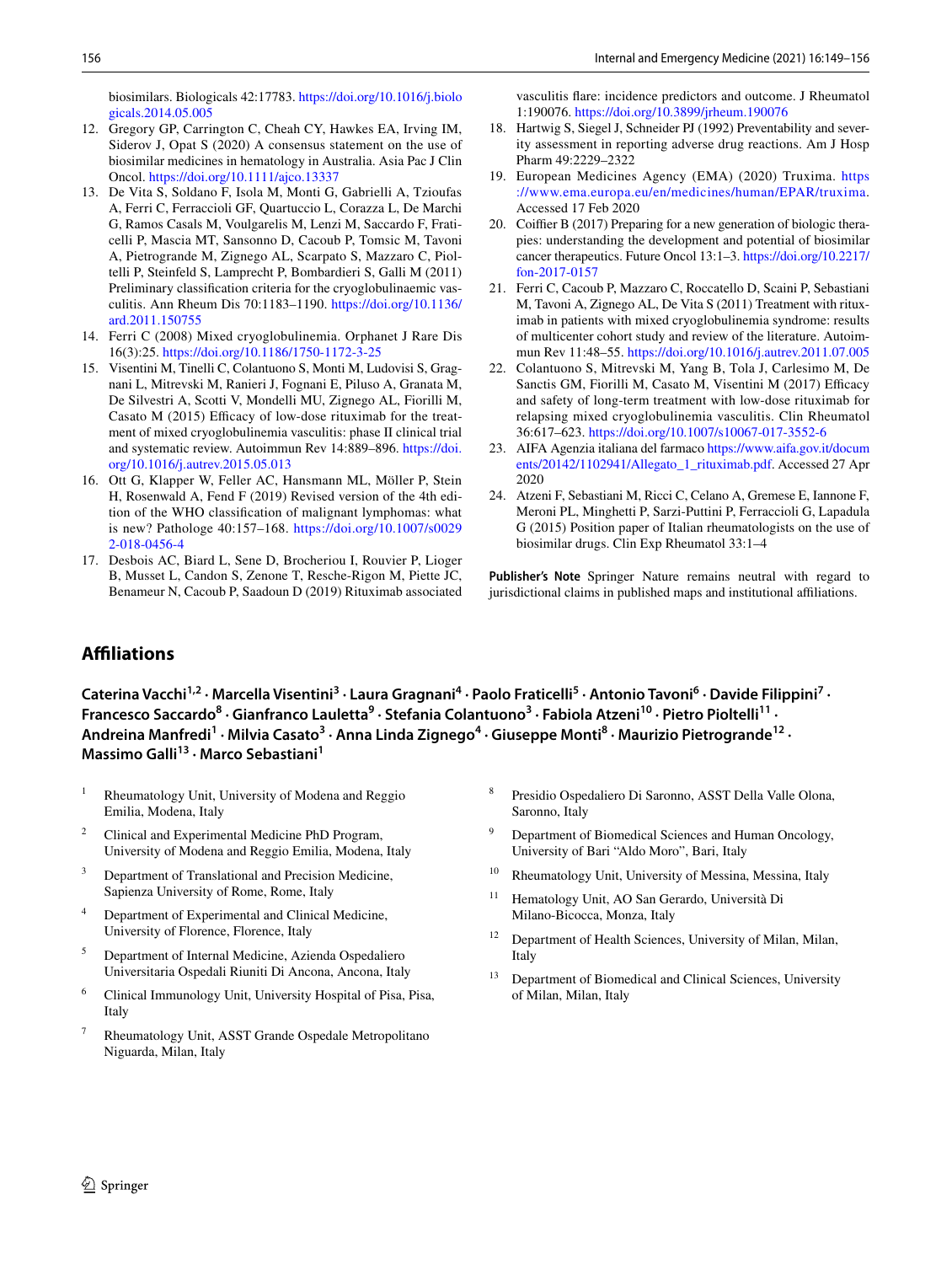biosimilars. Biologicals 42:17783. https://doi.org/10.1016/j.biologicals.2014.05.005

12. Gregory GP, Carrington C, Cheah CY, Hawkes EA, Irving IM, Siderov J, Opat S (2020) A consensus statement on the use of biosimilar medicines in hematology in Australia. Asia Pac J Clin Oncol. https://doi.org/10.1111/ajco.13337
13. De Vita S, Soldano F, Isola M, Monti G, Gabrielli A, Tzioufas A, Ferri C, Ferraccioli GF, Quartuccio L, Corazza L, De Marchi G, Ramos Casals M, Voulgarelis M, Lenzi M, Saccardo F, Fraticelli P, Mascia MT, Sansonno D, Cacoub P, Tomsic M, Tavoni A, Pietrogrande M, Zignego AL, Scarpato S, Mazzaro C, Pioltelli P, Steinfeld S, Lamprecht P, Bombardieri S, Galli M (2011) Preliminary classification criteria for the cryoglobulinaemic vasculitis. Ann Rheum Dis 70:1183–1190. https://doi.org/10.1136/ard.2011.150755
14. Ferri C (2008) Mixed cryoglobulinemia. Orphanet J Rare Dis 16(3):25. https://doi.org/10.1186/1750-1172-3-25
15. Visentini M, Tinelli C, Colantuono S, Monti M, Ludovisi S, Gragnani L, Mitrevski M, Ranieri J, Fognani E, Piluso A, Granata M, De Silvestri A, Scotti V, Mondelli MU, Zignego AL, Fiorilli M, Casato M (2015) Efficacy of low-dose rituximab for the treatment of mixed cryoglobulinemia vasculitis: phase II clinical trial and systematic review. Autoimmun Rev 14:889–896. https://doi.org/10.1016/j.autrev.2015.05.013
16. Ott G, Klapper W, Feller AC, Hansmann ML, Möller P, Stein H, Rosenwald A, Fend F (2019) Revised version of the 4th edition of the WHO classification of malignant lymphomas: what is new? Pathologe 40:157–168. https://doi.org/10.1007/s00292-018-0456-4
17. Desbois AC, Biard L, Sene D, Brocheriou I, Rouvier P, Lioger B, Musset L, Candon S, Zenone T, Resche-Rigon M, Piette JC, Benameur N, Cacoub P, Saadoun D (2019) Rituximab associated vasculitis flare: incidence predictors and outcome. J Rheumatol 1:190076. https://doi.org/10.3899/jrheum.190076
18. Hartwig S, Siegel J, Schneider PJ (1992) Preventability and severity assessment in reporting adverse drug reactions. Am J Hosp Pharm 49:2229–2322
19. European Medicines Agency (EMA) (2020) Truxima. https://www.ema.europa.eu/en/medicines/human/EPAR/truxima. Accessed 17 Feb 2020
20. Coiffier B (2017) Preparing for a new generation of biologic therapies: understanding the development and potential of biosimilar cancer therapeutics. Future Oncol 13:1–3. https://doi.org/10.2217/fon-2017-0157
21. Ferri C, Cacoub P, Mazzaro C, Roccatello D, Scaini P, Sebastiani M, Tavoni A, Zignego AL, De Vita S (2011) Treatment with rituximab in patients with mixed cryoglobulinemia syndrome: results of multicenter cohort study and review of the literature. Autoimmun Rev 11:48–55. https://doi.org/10.1016/j.autrev.2011.07.005
22. Colantuono S, Mitrevski M, Yang B, Tola J, Carlesimo M, De Sanctis GM, Fiorilli M, Casato M, Visentini M (2017) Efficacy and safety of long-term treatment with low-dose rituximab for relapsing mixed cryoglobulinemia vasculitis. Clin Rheumatol 36:617–623. https://doi.org/10.1007/s10067-017-3552-6
23. AIFA Agenzia italiana del farmaco https://www.aifa.gov.it/documents/20142/1102941/Allegato_1_rituximab.pdf. Accessed 27 Apr 2020
24. Atzeni F, Sebastiani M, Ricci C, Celano A, Gremese E, Iannone F, Meroni PL, Minghetti P, Sarzi-Puttini P, Ferraccioli G, Lapadula G (2015) Position paper of Italian rheumatologists on the use of biosimilar drugs. Clin Exp Rheumatol 33:1–4

**Publisher's Note** Springer Nature remains neutral with regard to jurisdictional claims in published maps and institutional affiliations.

## Affiliations

**Caterina Vacchi[1,2] · Marcella Visentini[3] · Laura Gragnani[4] · Paolo Fraticelli[5] · Antonio Tavoni[6] · Davide Filippini[7] · Francesco Saccardo[8] · Gianfranco Lauletta[9] · Stefania Colantuono[3] · Fabiola Atzeni[10] · Pietro Pioltelli[11] · Andreina Manfredi[1] · Milvia Casato[3] · Anna Linda Zignego[4] · Giuseppe Monti[8] · Maurizio Pietrogrande[12] · Massimo Galli[13] · Marco Sebastiani[1]**

[1] Rheumatology Unit, University of Modena and Reggio Emilia, Modena, Italy

[2] Clinical and Experimental Medicine PhD Program, University of Modena and Reggio Emilia, Modena, Italy

[3] Department of Translational and Precision Medicine, Sapienza University of Rome, Rome, Italy

[4] Department of Experimental and Clinical Medicine, University of Florence, Florence, Italy

[5] Department of Internal Medicine, Azienda Ospedaliero Universitaria Ospedali Riuniti Di Ancona, Ancona, Italy

[6] Clinical Immunology Unit, University Hospital of Pisa, Pisa, Italy

[7] Rheumatology Unit, ASST Grande Ospedale Metropolitano Niguarda, Milan, Italy

[8] Presidio Ospedaliero Di Saronno, ASST Della Valle Olona, Saronno, Italy

[9] Department of Biomedical Sciences and Human Oncology, University of Bari "Aldo Moro", Bari, Italy

[10] Rheumatology Unit, University of Messina, Messina, Italy

[11] Hematology Unit, AO San Gerardo, Università Di Milano-Bicocca, Monza, Italy

[12] Department of Health Sciences, University of Milan, Milan, Italy

[13] Department of Biomedical and Clinical Sciences, University of Milan, Milan, Italy